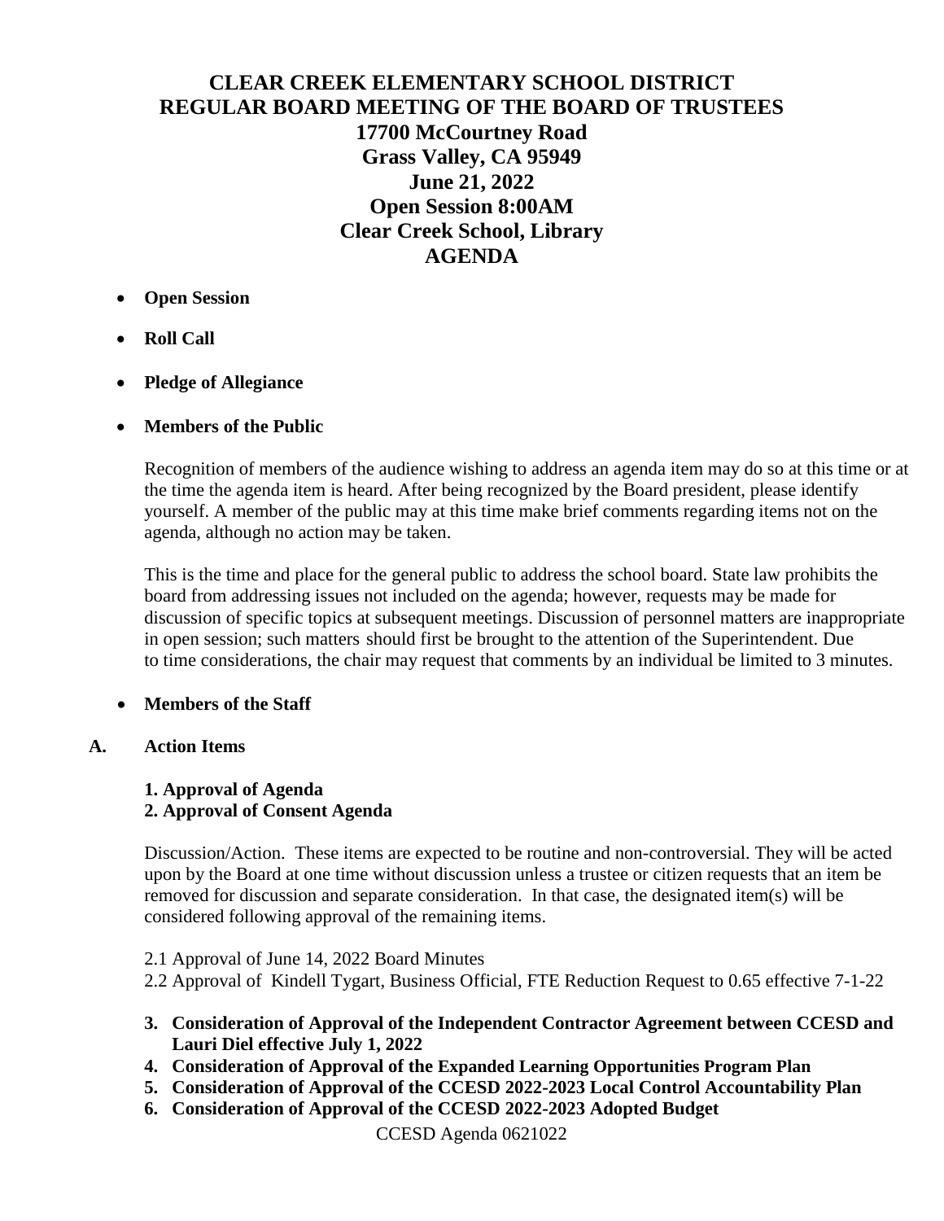# CLEAR CREEK ELEMENTARY SCHOOL DISTRICT
# REGULAR BOARD MEETING OF THE BOARD OF TRUSTEES
## 17700 McCourtney Road
## Grass Valley, CA 95949
## June 21, 2022
## Open Session 8:00AM
## Clear Creek School, Library
## AGENDA

- **Open Session**
- **Roll Call**
- **Pledge of Allegiance**
- **Members of the Public**

  Recognition of members of the audience wishing to address an agenda item may do so at this time or at the time the agenda item is heard. After being recognized by the Board president, please identify yourself. A member of the public may at this time make brief comments regarding items not on the agenda, although no action may be taken.

  This is the time and place for the general public to address the school board. State law prohibits the board from addressing issues not included on the agenda; however, requests may be made for discussion of specific topics at subsequent meetings. Discussion of personnel matters are inappropriate in open session; such matters should first be brought to the attention of the Superintendent. Due to time considerations, the chair may request that comments by an individual be limited to 3 minutes.

- **Members of the Staff**

**A. Action Items**

**1. Approval of Agenda**
**2. Approval of Consent Agenda**

Discussion/Action. These items are expected to be routine and non-controversial. They will be acted upon by the Board at one time without discussion unless a trustee or citizen requests that an item be removed for discussion and separate consideration. In that case, the designated item(s) will be considered following approval of the remaining items.

2.1 Approval of June 14, 2022 Board Minutes
2.2 Approval of Kindell Tygart, Business Official, FTE Reduction Request to 0.65 effective 7-1-22

3. **Consideration of Approval of the Independent Contractor Agreement between CCESD and Lauri Diel effective July 1, 2022**
4. **Consideration of Approval of the Expanded Learning Opportunities Program Plan**
5. **Consideration of Approval of the CCESD 2022-2023 Local Control Accountability Plan**
6. **Consideration of Approval of the CCESD 2022-2023 Adopted Budget**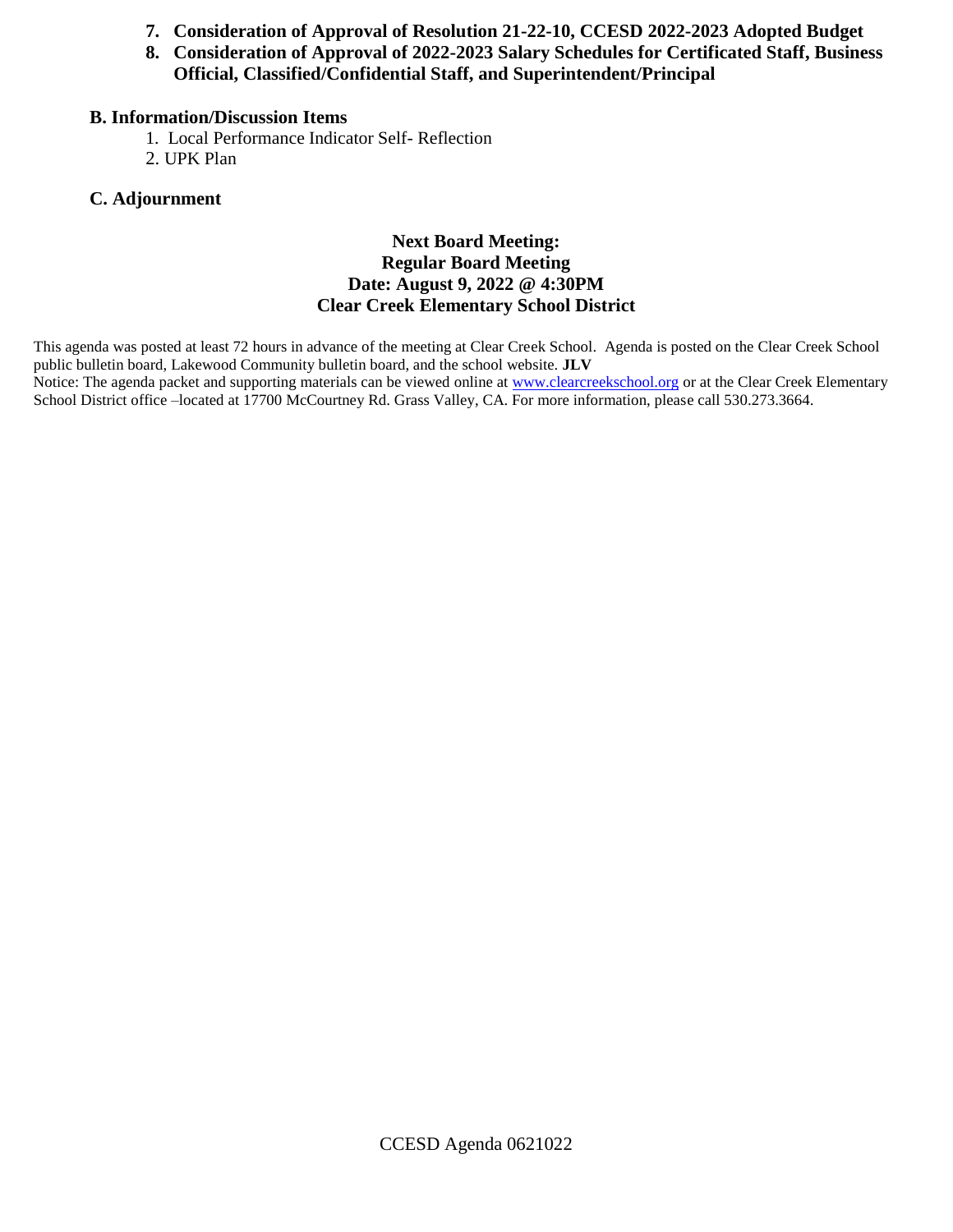7. **Consideration of Approval of Resolution 21-22-10, CCESD 2022-2023 Adopted Budget**
8. **Consideration of Approval of 2022-2023 Salary Schedules for Certificated Staff, Business Official, Classified/Confidential Staff, and Superintendent/Principal**

## B. Information/Discussion Items

1. Local Performance Indicator Self- Reflection
2. UPK Plan

## C. Adjournment

**Next Board Meeting:**
**Regular Board Meeting**
**Date: August 9, 2022 @ 4:30PM**
**Clear Creek Elementary School District**

This agenda was posted at least 72 hours in advance of the meeting at Clear Creek School. Agenda is posted on the Clear Creek School public bulletin board, Lakewood Community bulletin board, and the school website. **JLV**

Notice: The agenda packet and supporting materials can be viewed online at www.clearcreekschool.org or at the Clear Creek Elementary School District office –located at 17700 McCourtney Rd. Grass Valley, CA. For more information, please call 530.273.3664.